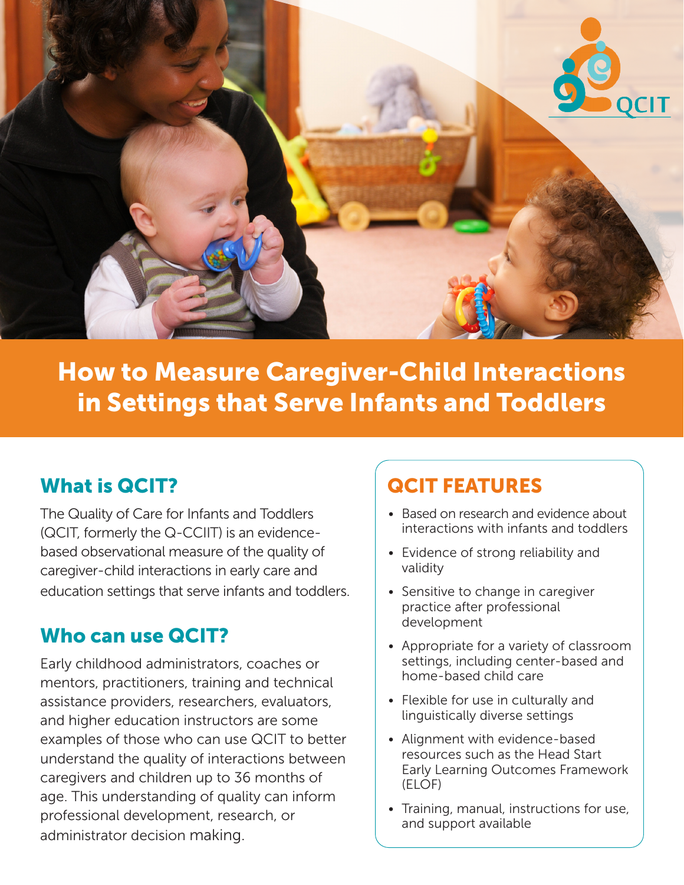# How to Measure Caregiver-Child Interactions in Settings that Serve Infants and Toddlers

## What is QCIT?

The Quality of Care for Infants and Toddlers (QCIT, formerly the Q-CCIIT) is an evidence-based observational measure of the quality of caregiver-child interactions in early care and education settings that serve infants and toddlers.

## Who can use QCIT?

Early childhood administrators, coaches or mentors, practitioners, training and technical assistance providers, researchers, evaluators, and higher education instructors are some examples of those who can use QCIT to better understand the quality of interactions between caregivers and children up to 36 months of age. This understanding of quality can inform professional development, research, or administrator decision making.

## QCIT FEATURES

- Based on research and evidence about interactions with infants and toddlers
- Evidence of strong reliability and validity
- Sensitive to change in caregiver practice after professional development
- Appropriate for a variety of classroom settings, including center-based and home-based child care
- Flexible for use in culturally and linguistically diverse settings
- Alignment with evidence-based resources such as the Head Start Early Learning Outcomes Framework (ELOF)
- Training, manual, instructions for use, and support available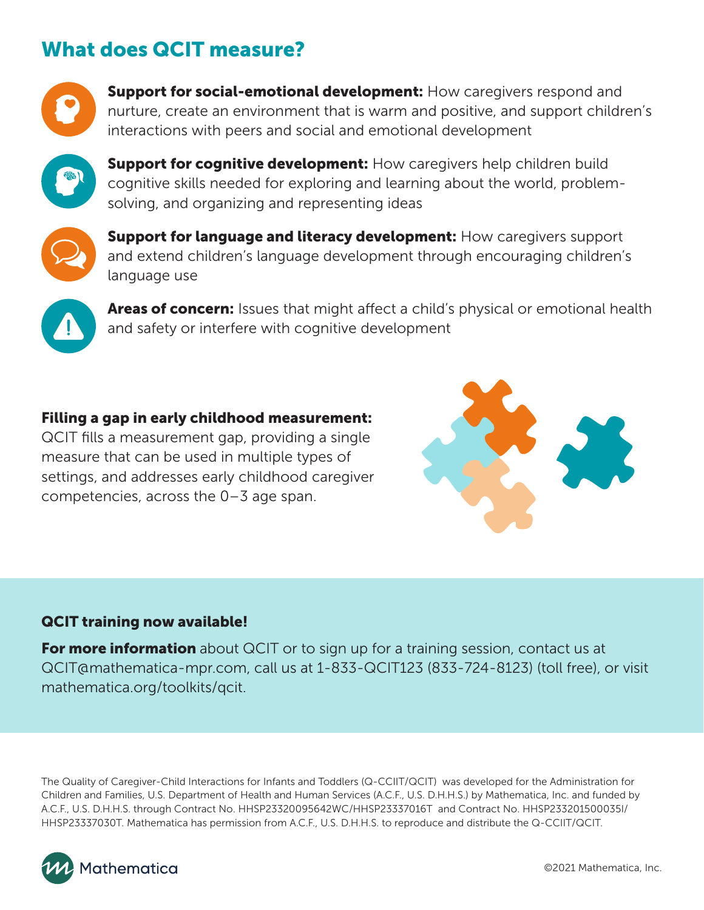## What does QCIT measure?

**Support for social-emotional development:** How caregivers respond and nurture, create an environment that is warm and positive, and support children's interactions with peers and social and emotional development

**Support for cognitive development:** How caregivers help children build cognitive skills needed for exploring and learning about the world, problem-solving, and organizing and representing ideas

**Support for language and literacy development:** How caregivers support and extend children's language development through encouraging children's language use

**Areas of concern:** Issues that might affect a child's physical or emotional health and safety or interfere with cognitive development

**Filling a gap in early childhood measurement:** QCIT fills a measurement gap, providing a single measure that can be used in multiple types of settings, and addresses early childhood caregiver competencies, across the 0–3 age span.

### QCIT training now available!

**For more information** about QCIT or to sign up for a training session, contact us at QCIT@mathematica-mpr.com, call us at 1-833-QCIT123 (833-724-8123) (toll free), or visit mathematica.org/toolkits/qcit.

The Quality of Caregiver-Child Interactions for Infants and Toddlers (Q-CCIIT/QCIT) was developed for the Administration for Children and Families, U.S. Department of Health and Human Services (A.C.F., U.S. D.H.H.S.) by Mathematica, Inc. and funded by A.C.F., U.S. D.H.H.S. through Contract No. HHSP23320095642WC/HHSP23337016T and Contract No. HHSP233201500035I/HHSP23337030T. Mathematica has permission from A.C.F., U.S. D.H.H.S. to reproduce and distribute the Q-CCIIT/QCIT.

Mathematica

©2021 Mathematica, Inc.